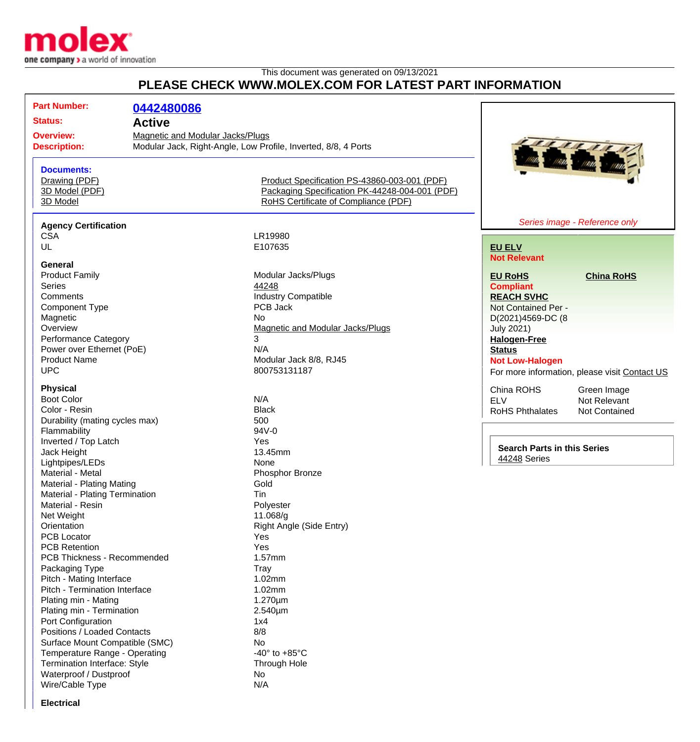This document was generated on 09/13/2021

# PLEASE CHECK WWW.MOLEX.COM FOR LATEST PART INFORMATION

| | |
|---|---|
| **Part Number:** | **0442480086** |
| **Status:** | **Active** |
| **Overview:** | Magnetic and Modular Jacks/Plugs |
| **Description:** | Modular Jack, Right-Angle, Low Profile, Inverted, 8/8, 4 Ports |

**Documents:**

- Drawing (PDF)
- 3D Model (PDF)
- 3D Model
- Product Specification PS-43860-003-001 (PDF)
- Packaging Specification PK-44248-004-001 (PDF)
- RoHS Certificate of Compliance (PDF)

### Agency Certification

| | |
|---|---|
| CSA | LR19980 |
| UL | E107635 |

### General

| | |
|---|---|
| Product Family | Modular Jacks/Plugs |
| Series | 44248 |
| Comments | Industry Compatible |
| Component Type | PCB Jack |
| Magnetic | No |
| Overview | Magnetic and Modular Jacks/Plugs |
| Performance Category | 3 |
| Power over Ethernet (PoE) | N/A |
| Product Name | Modular Jack 8/8, RJ45 |
| UPC | 800753131187 |

### Physical

| | |
|---|---|
| Boot Color | N/A |
| Color - Resin | Black |
| Durability (mating cycles max) | 500 |
| Flammability | 94V-0 |
| Inverted / Top Latch | Yes |
| Jack Height | 13.45mm |
| Lightpipes/LEDs | None |
| Material - Metal | Phosphor Bronze |
| Material - Plating Mating | Gold |
| Material - Plating Termination | Tin |
| Material - Resin | Polyester |
| Net Weight | 11.068/g |
| Orientation | Right Angle (Side Entry) |
| PCB Locator | Yes |
| PCB Retention | Yes |
| PCB Thickness - Recommended | 1.57mm |
| Packaging Type | Tray |
| Pitch - Mating Interface | 1.02mm |
| Pitch - Termination Interface | 1.02mm |
| Plating min - Mating | 1.270µm |
| Plating min - Termination | 2.540µm |
| Port Configuration | 1x4 |
| Positions / Loaded Contacts | 8/8 |
| Surface Mount Compatible (SMC) | No |
| Temperature Range - Operating | -40° to +85°C |
| Termination Interface: Style | Through Hole |
| Waterproof / Dustproof | No |
| Wire/Cable Type | N/A |

### Electrical

*Series image - Reference only*

**EU ELV**
**Not Relevant**

**EU RoHS**
**Compliant**

**China RoHS**

**REACH SVHC**
Not Contained Per - D(2021)4569-DC (8 July 2021)

**Halogen-Free Status**
**Not Low-Halogen**

For more information, please visit Contact US

| | |
|---|---|
| China ROHS | Green Image |
| ELV | Not Relevant |
| RoHS Phthalates | Not Contained |

**Search Parts in this Series**
44248 Series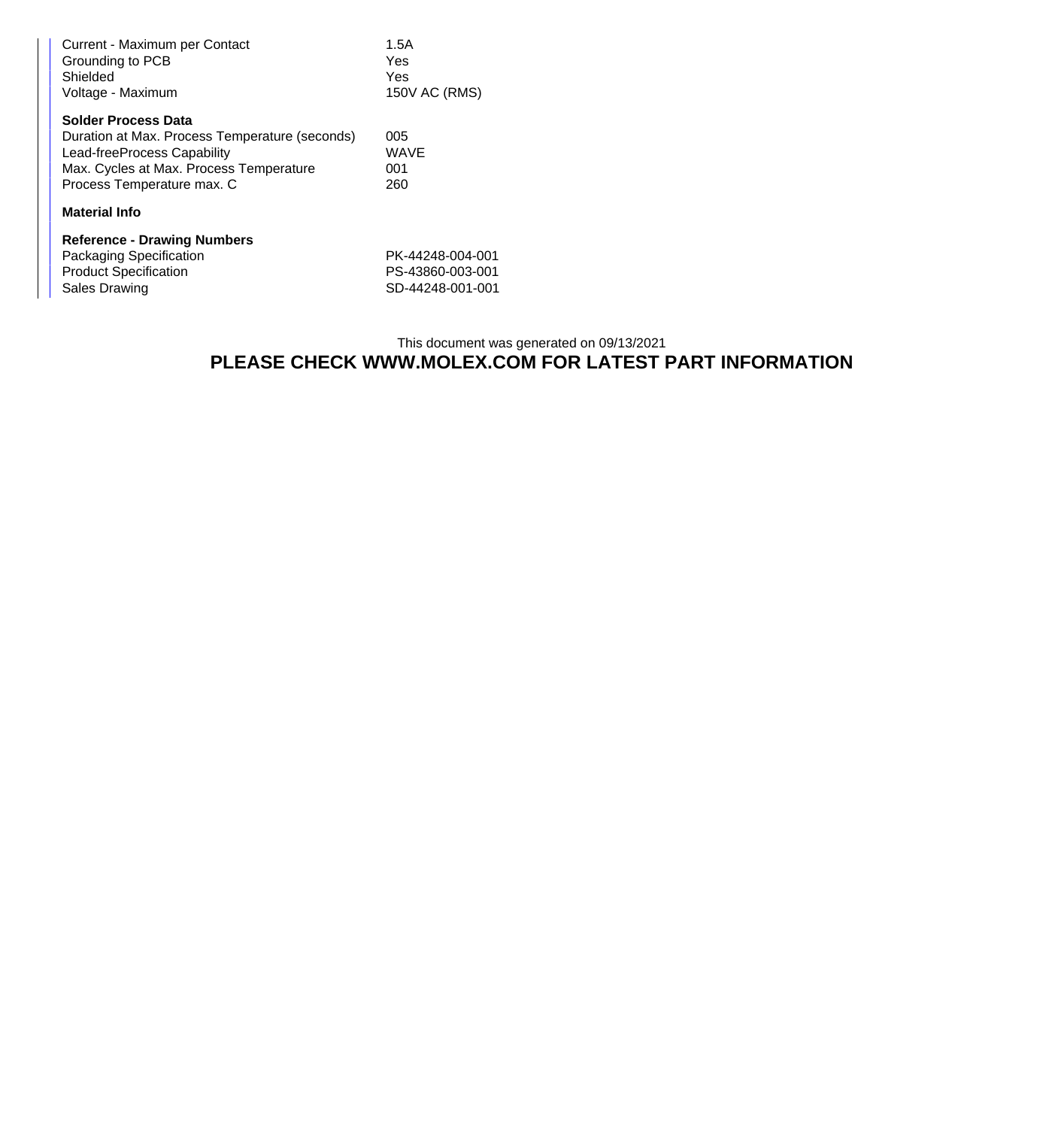| | |
|---|---|
| Current - Maximum per Contact | 1.5A |
| Grounding to PCB | Yes |
| Shielded | Yes |
| Voltage - Maximum | 150V AC (RMS) |

**Solder Process Data**

| | |
|---|---|
| Duration at Max. Process Temperature (seconds) | 005 |
| Lead-freeProcess Capability | WAVE |
| Max. Cycles at Max. Process Temperature | 001 |
| Process Temperature max. C | 260 |

**Material Info**

**Reference - Drawing Numbers**

| | |
|---|---|
| Packaging Specification | PK-44248-004-001 |
| Product Specification | PS-43860-003-001 |
| Sales Drawing | SD-44248-001-001 |

This document was generated on 09/13/2021

**PLEASE CHECK WWW.MOLEX.COM FOR LATEST PART INFORMATION**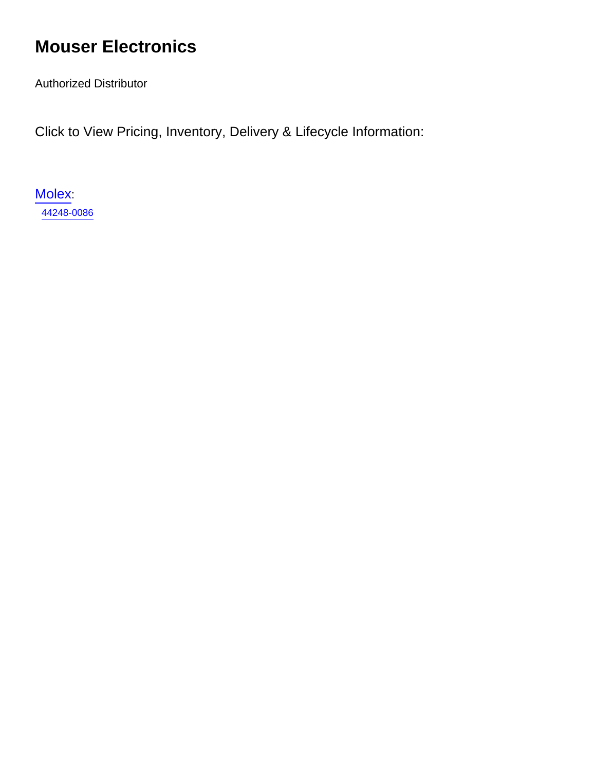# Mouser Electronics

Authorized Distributor

Click to View Pricing, Inventory, Delivery & Lifecycle Information:

Molex:

44248-0086